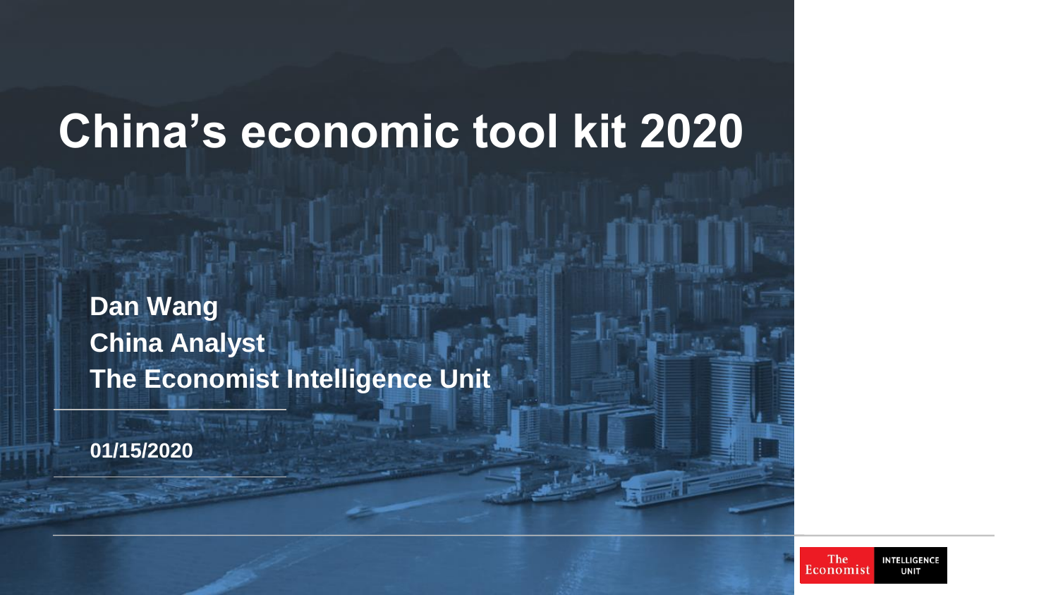# China's economic tool kit 2020

**Dan Wang**
**China Analyst**
**The Economist Intelligence Unit**

**01/15/2020**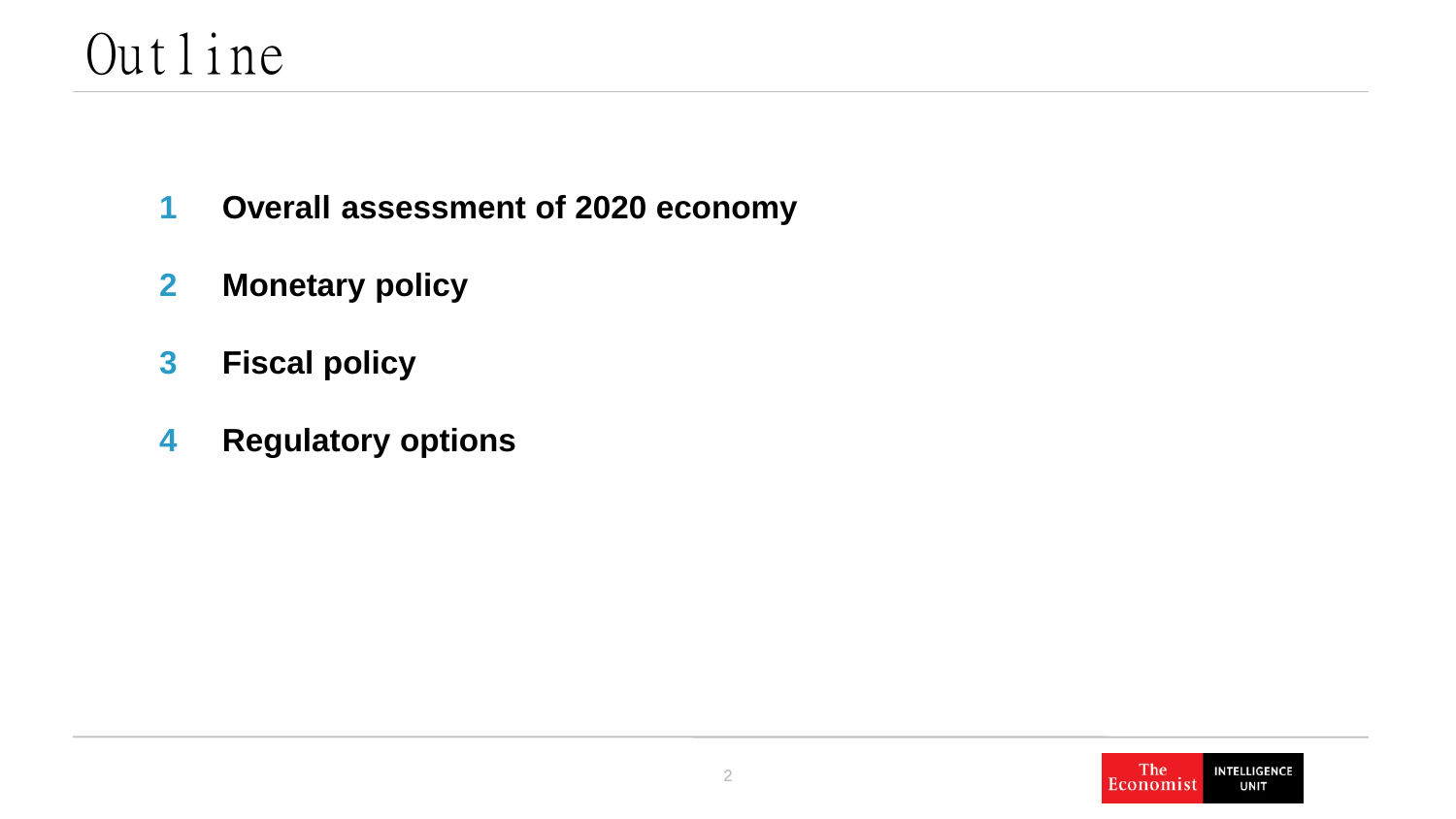# Outline

1. **Overall assessment of 2020 economy**
2. **Monetary policy**
3. **Fiscal policy**
4. **Regulatory options**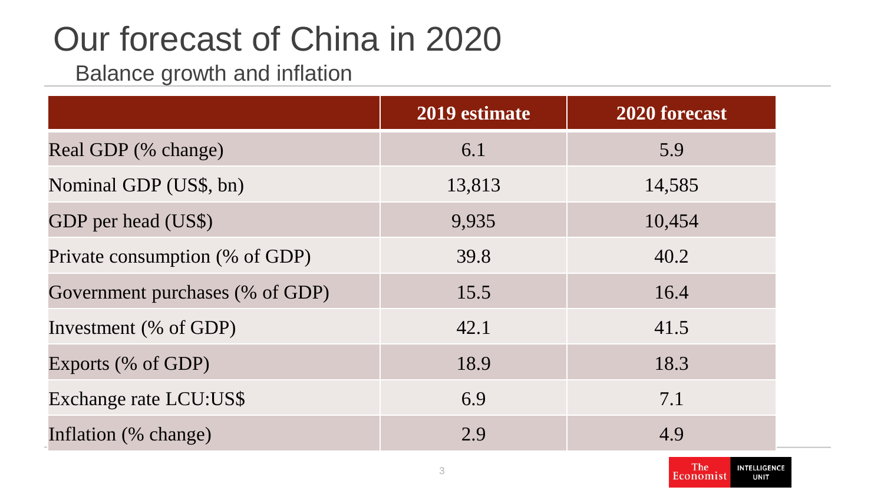# Our forecast of China in 2020

## Balance growth and inflation

| | 2019 estimate | 2020 forecast |
|---|---|---|
| Real GDP (% change) | 6.1 | 5.9 |
| Nominal GDP (US$, bn) | 13,813 | 14,585 |
| GDP per head (US$) | 9,935 | 10,454 |
| Private consumption (% of GDP) | 39.8 | 40.2 |
| Government purchases (% of GDP) | 15.5 | 16.4 |
| Investment (% of GDP) | 42.1 | 41.5 |
| Exports (% of GDP) | 18.9 | 18.3 |
| Exchange rate LCU:US$ | 6.9 | 7.1 |
| Inflation (% change) | 2.9 | 4.9 |

The Economist INTELLIGENCE UNIT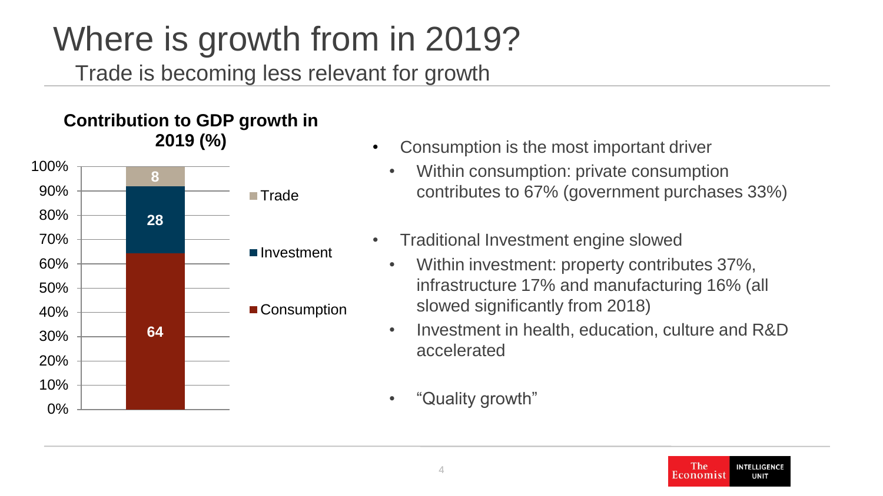# Where is growth from in 2019?

## Trade is becoming less relevant for growth

**Contribution to GDP growth in 2019 (%)**

| Component | Contribution (%) |
|---|---|
| Trade | 8 |
| Investment | 28 |
| Consumption | 64 |

- Consumption is the most important driver
  - Within consumption: private consumption contributes to 67% (government purchases 33%)
- Traditional Investment engine slowed
  - Within investment: property contributes 37%, infrastructure 17% and manufacturing 16% (all slowed significantly from 2018)
  - Investment in health, education, culture and R&D accelerated
  - "Quality growth"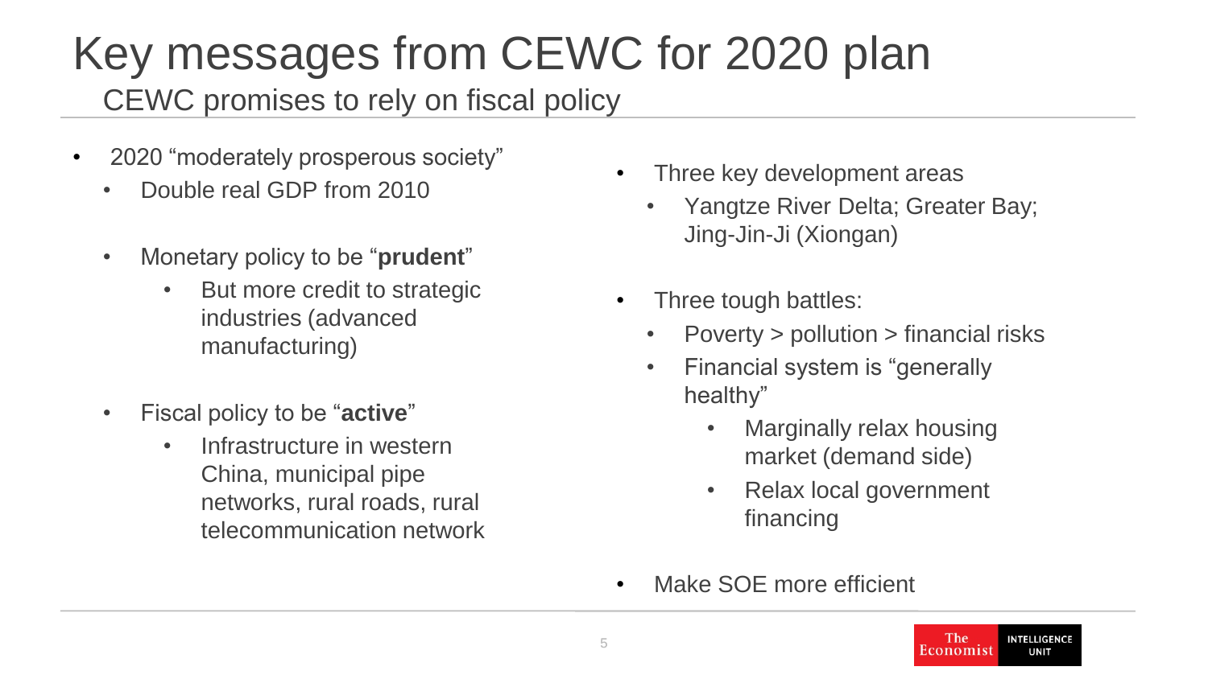# Key messages from CEWC for 2020 plan

## CEWC promises to rely on fiscal policy

- 2020 "moderately prosperous society"
  - Double real GDP from 2010
  - Monetary policy to be "**prudent**"
    - But more credit to strategic industries (advanced manufacturing)
  - Fiscal policy to be "**active**"
    - Infrastructure in western China, municipal pipe networks, rural roads, rural telecommunication network

- Three key development areas
  - Yangtze River Delta; Greater Bay; Jing-Jin-Ji (Xiongan)
- Three tough battles:
  - Poverty > pollution > financial risks
  - Financial system is "generally healthy"
    - Marginally relax housing market (demand side)
    - Relax local government financing
- Make SOE more efficient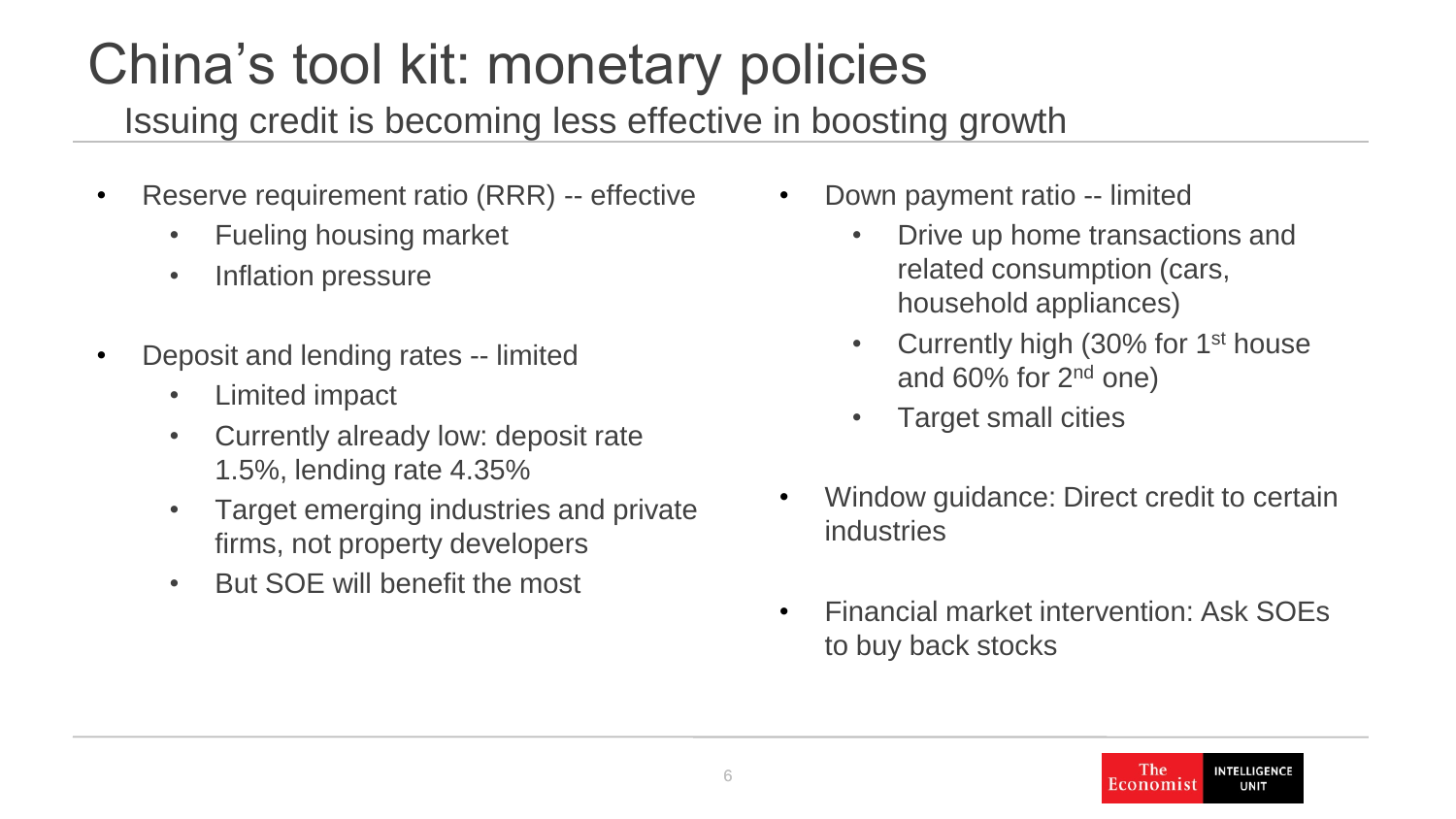# China's tool kit: monetary policies

## Issuing credit is becoming less effective in boosting growth

- Reserve requirement ratio (RRR) -- effective
  - Fueling housing market
  - Inflation pressure
- Deposit and lending rates -- limited
  - Limited impact
  - Currently already low: deposit rate 1.5%, lending rate 4.35%
  - Target emerging industries and private firms, not property developers
  - But SOE will benefit the most
- Down payment ratio -- limited
  - Drive up home transactions and related consumption (cars, household appliances)
  - Currently high (30% for 1st house and 60% for 2nd one)
  - Target small cities
- Window guidance: Direct credit to certain industries
- Financial market intervention: Ask SOEs to buy back stocks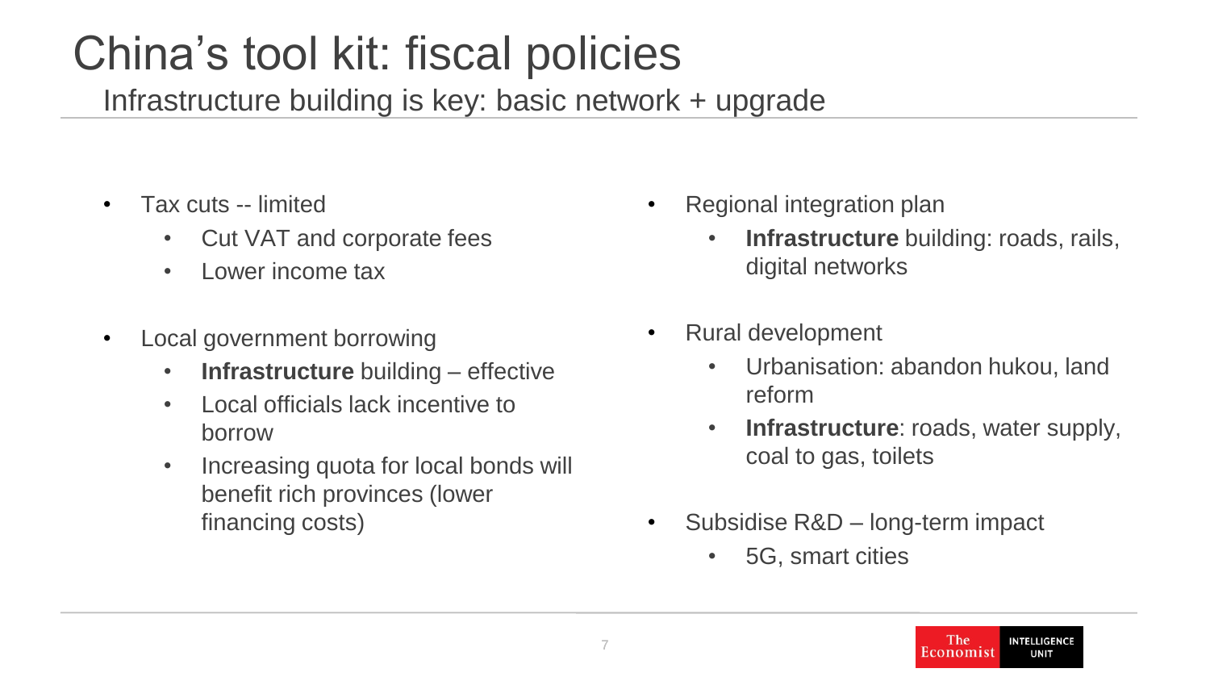# China's tool kit: fiscal policies

## Infrastructure building is key: basic network + upgrade

- Tax cuts -- limited
  - Cut VAT and corporate fees
  - Lower income tax
- Local government borrowing
  - **Infrastructure** building – effective
  - Local officials lack incentive to borrow
  - Increasing quota for local bonds will benefit rich provinces (lower financing costs)
- Regional integration plan
  - **Infrastructure** building: roads, rails, digital networks
- Rural development
  - Urbanisation: abandon hukou, land reform
  - **Infrastructure**: roads, water supply, coal to gas, toilets
- Subsidise R&D – long-term impact
  - 5G, smart cities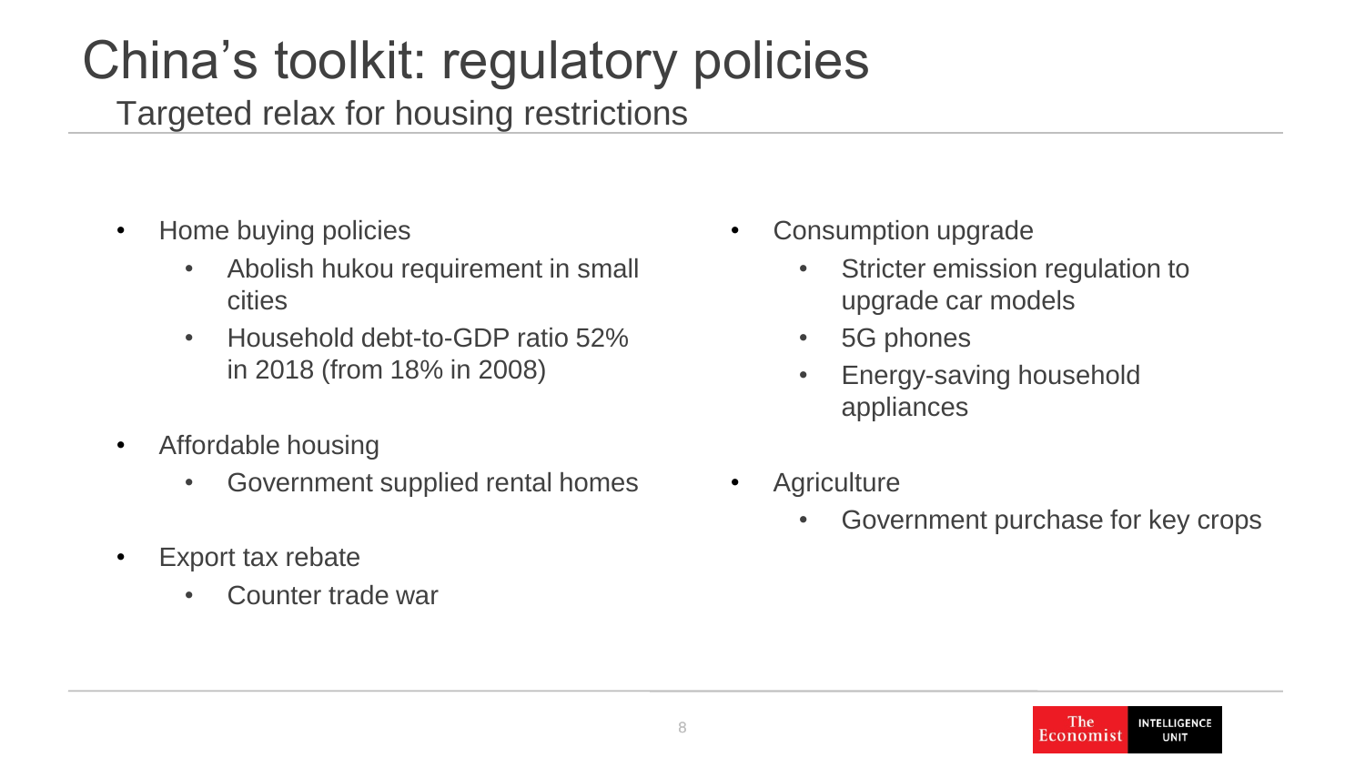# China's toolkit: regulatory policies

## Targeted relax for housing restrictions

- Home buying policies
  - Abolish hukou requirement in small cities
  - Household debt-to-GDP ratio 52% in 2018 (from 18% in 2008)
- Affordable housing
  - Government supplied rental homes
- Export tax rebate
  - Counter trade war
- Consumption upgrade
  - Stricter emission regulation to upgrade car models
  - 5G phones
  - Energy-saving household appliances
- Agriculture
  - Government purchase for key crops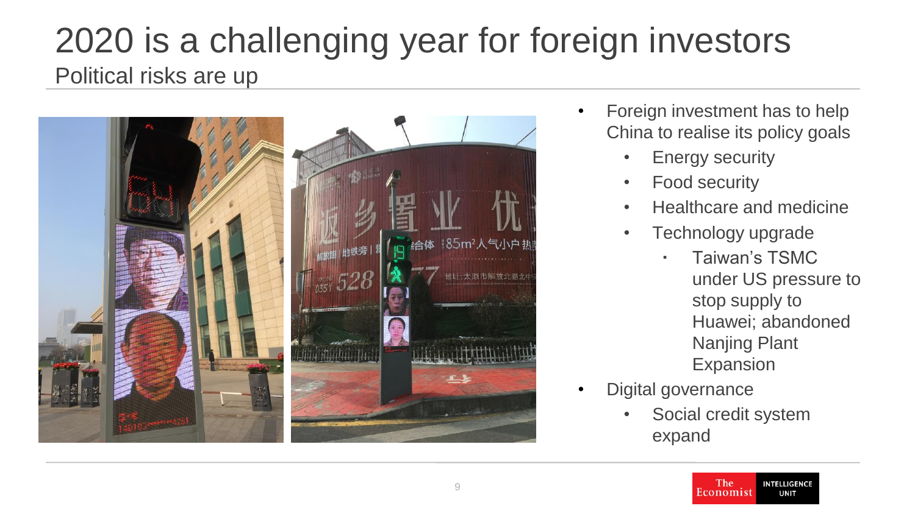# 2020 is a challenging year for foreign investors

## Political risks are up

- Foreign investment has to help China to realise its policy goals
  - Energy security
  - Food security
  - Healthcare and medicine
  - Technology upgrade
    - Taiwan's TSMC under US pressure to stop supply to Huawei; abandoned Nanjing Plant Expansion
- Digital governance
  - Social credit system expand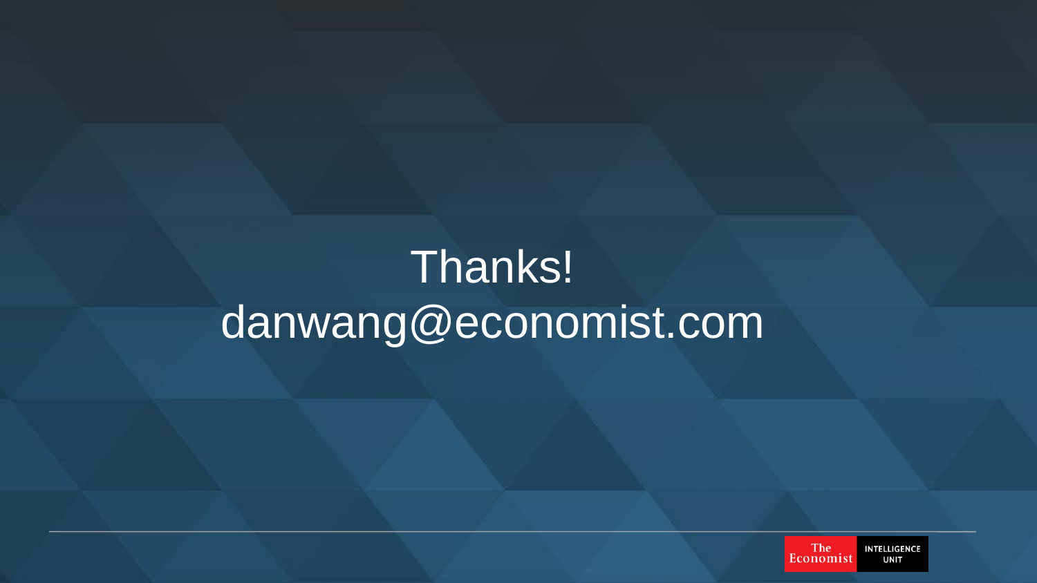Thanks!
danwang@economist.com

The Economist INTELLIGENCE UNIT